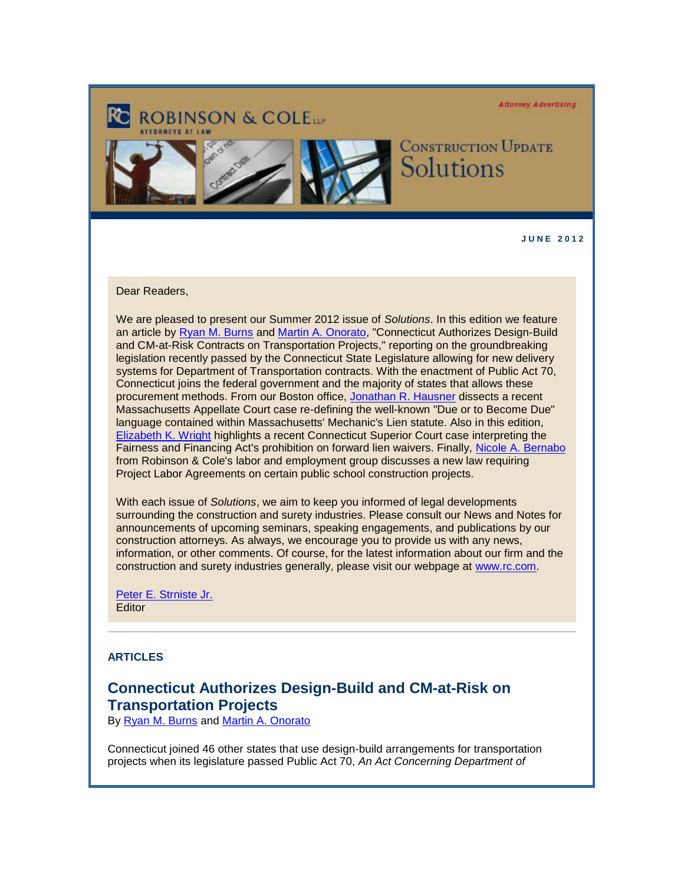ROBINSON & COLE LLP
ATTORNEYS AT LAW

*Attorney Advertising*

# Construction Update Solutions

**JUNE 2012**

Dear Readers,

We are pleased to present our Summer 2012 issue of *Solutions*. In this edition we feature an article by Ryan M. Burns and Martin A. Onorato, "Connecticut Authorizes Design-Build and CM-at-Risk Contracts on Transportation Projects," reporting on the groundbreaking legislation recently passed by the Connecticut State Legislature allowing for new delivery systems for Department of Transportation contracts. With the enactment of Public Act 70, Connecticut joins the federal government and the majority of states that allows these procurement methods. From our Boston office, Jonathan R. Hausner dissects a recent Massachusetts Appellate Court case re-defining the well-known "Due or to Become Due" language contained within Massachusetts' Mechanic's Lien statute. Also in this edition, Elizabeth K. Wright highlights a recent Connecticut Superior Court case interpreting the Fairness and Financing Act's prohibition on forward lien waivers. Finally, Nicole A. Bernabo from Robinson & Cole's labor and employment group discusses a new law requiring Project Labor Agreements on certain public school construction projects.

With each issue of *Solutions*, we aim to keep you informed of legal developments surrounding the construction and surety industries. Please consult our News and Notes for announcements of upcoming seminars, speaking engagements, and publications by our construction attorneys. As always, we encourage you to provide us with any news, information, or other comments. Of course, for the latest information about our firm and the construction and surety industries generally, please visit our webpage at www.rc.com.

Peter E. Strniste Jr.
Editor

---

## ARTICLES

### Connecticut Authorizes Design-Build and CM-at-Risk on Transportation Projects

By Ryan M. Burns and Martin A. Onorato

Connecticut joined 46 other states that use design-build arrangements for transportation projects when its legislature passed Public Act 70, *An Act Concerning Department of*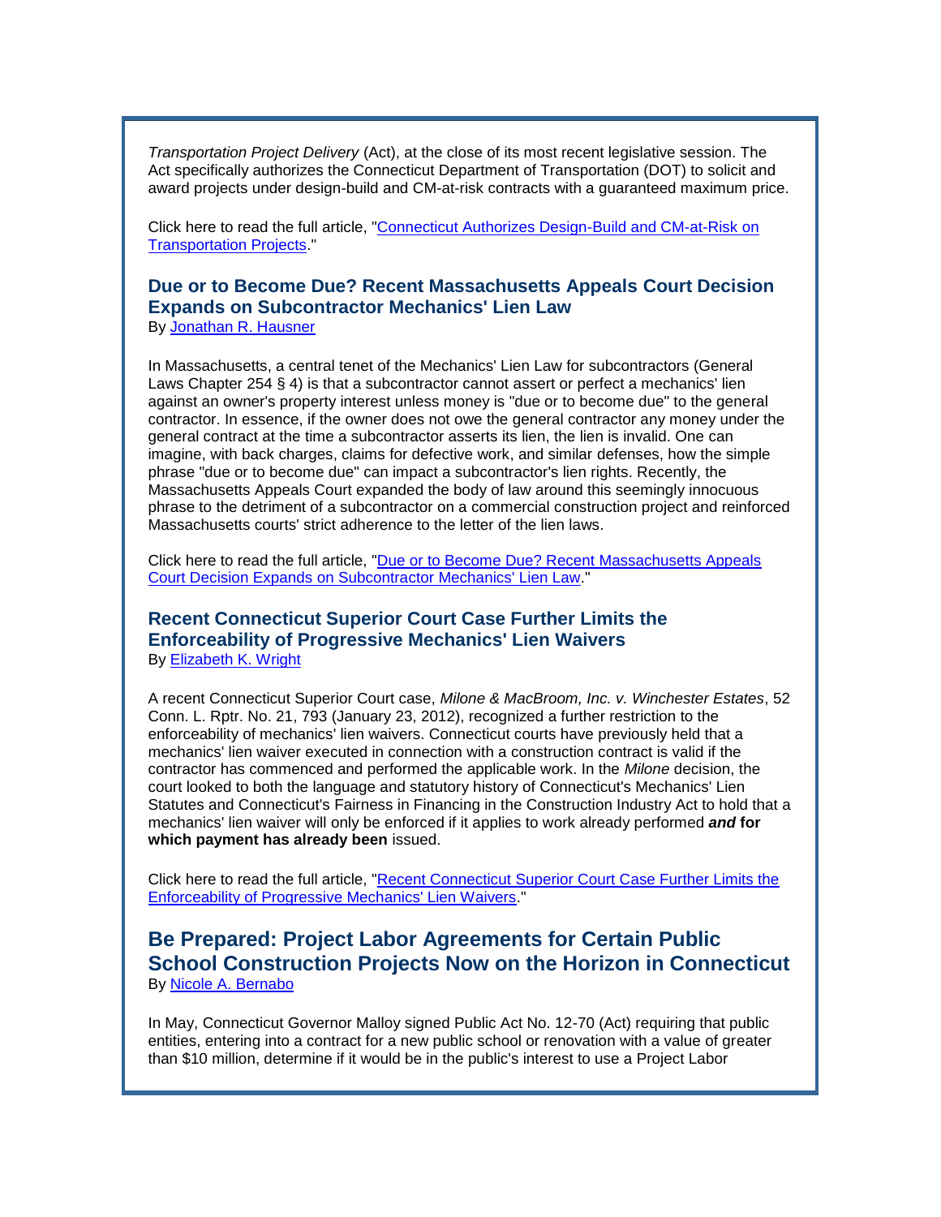*Transportation Project Delivery* (Act), at the close of its most recent legislative session. The Act specifically authorizes the Connecticut Department of Transportation (DOT) to solicit and award projects under design-build and CM-at-risk contracts with a guaranteed maximum price.

Click here to read the full article, "Connecticut Authorizes Design-Build and CM-at-Risk on Transportation Projects."

### Due or to Become Due? Recent Massachusetts Appeals Court Decision Expands on Subcontractor Mechanics' Lien Law

By Jonathan R. Hausner

In Massachusetts, a central tenet of the Mechanics' Lien Law for subcontractors (General Laws Chapter 254 § 4) is that a subcontractor cannot assert or perfect a mechanics' lien against an owner's property interest unless money is "due or to become due" to the general contractor. In essence, if the owner does not owe the general contractor any money under the general contract at the time a subcontractor asserts its lien, the lien is invalid. One can imagine, with back charges, claims for defective work, and similar defenses, how the simple phrase "due or to become due" can impact a subcontractor's lien rights. Recently, the Massachusetts Appeals Court expanded the body of law around this seemingly innocuous phrase to the detriment of a subcontractor on a commercial construction project and reinforced Massachusetts courts' strict adherence to the letter of the lien laws.

Click here to read the full article, "Due or to Become Due? Recent Massachusetts Appeals Court Decision Expands on Subcontractor Mechanics' Lien Law."

### Recent Connecticut Superior Court Case Further Limits the Enforceability of Progressive Mechanics' Lien Waivers

By Elizabeth K. Wright

A recent Connecticut Superior Court case, *Milone & MacBroom, Inc. v. Winchester Estates*, 52 Conn. L. Rptr. No. 21, 793 (January 23, 2012), recognized a further restriction to the enforceability of mechanics' lien waivers. Connecticut courts have previously held that a mechanics' lien waiver executed in connection with a construction contract is valid if the contractor has commenced and performed the applicable work. In the *Milone* decision, the court looked to both the language and statutory history of Connecticut's Mechanics' Lien Statutes and Connecticut's Fairness in Financing in the Construction Industry Act to hold that a mechanics' lien waiver will only be enforced if it applies to work already performed ***and*** **for which payment has already been** issued.

Click here to read the full article, "Recent Connecticut Superior Court Case Further Limits the Enforceability of Progressive Mechanics' Lien Waivers."

### Be Prepared: Project Labor Agreements for Certain Public School Construction Projects Now on the Horizon in Connecticut

By Nicole A. Bernabo

In May, Connecticut Governor Malloy signed Public Act No. 12-70 (Act) requiring that public entities, entering into a contract for a new public school or renovation with a value of greater than $10 million, determine if it would be in the public's interest to use a Project Labor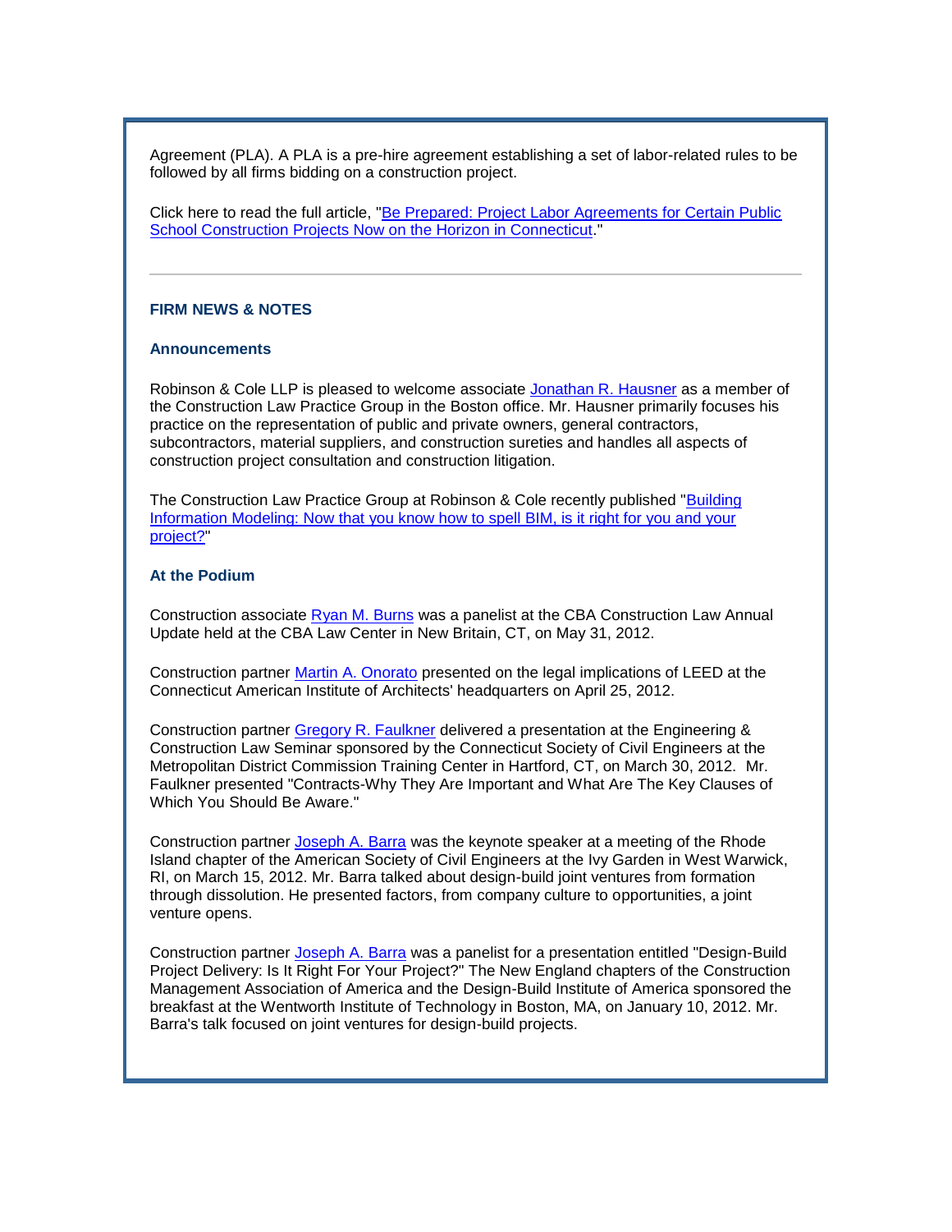Agreement (PLA). A PLA is a pre-hire agreement establishing a set of labor-related rules to be followed by all firms bidding on a construction project.

Click here to read the full article, "Be Prepared: Project Labor Agreements for Certain Public School Construction Projects Now on the Horizon in Connecticut."

---

### FIRM NEWS & NOTES

#### Announcements

Robinson & Cole LLP is pleased to welcome associate Jonathan R. Hausner as a member of the Construction Law Practice Group in the Boston office. Mr. Hausner primarily focuses his practice on the representation of public and private owners, general contractors, subcontractors, material suppliers, and construction sureties and handles all aspects of construction project consultation and construction litigation.

The Construction Law Practice Group at Robinson & Cole recently published "Building Information Modeling: Now that you know how to spell BIM, is it right for you and your project?"

#### At the Podium

Construction associate Ryan M. Burns was a panelist at the CBA Construction Law Annual Update held at the CBA Law Center in New Britain, CT, on May 31, 2012.

Construction partner Martin A. Onorato presented on the legal implications of LEED at the Connecticut American Institute of Architects' headquarters on April 25, 2012.

Construction partner Gregory R. Faulkner delivered a presentation at the Engineering & Construction Law Seminar sponsored by the Connecticut Society of Civil Engineers at the Metropolitan District Commission Training Center in Hartford, CT, on March 30, 2012. Mr. Faulkner presented "Contracts-Why They Are Important and What Are The Key Clauses of Which You Should Be Aware."

Construction partner Joseph A. Barra was the keynote speaker at a meeting of the Rhode Island chapter of the American Society of Civil Engineers at the Ivy Garden in West Warwick, RI, on March 15, 2012. Mr. Barra talked about design-build joint ventures from formation through dissolution. He presented factors, from company culture to opportunities, a joint venture opens.

Construction partner Joseph A. Barra was a panelist for a presentation entitled "Design-Build Project Delivery: Is It Right For Your Project?" The New England chapters of the Construction Management Association of America and the Design-Build Institute of America sponsored the breakfast at the Wentworth Institute of Technology in Boston, MA, on January 10, 2012. Mr. Barra's talk focused on joint ventures for design-build projects.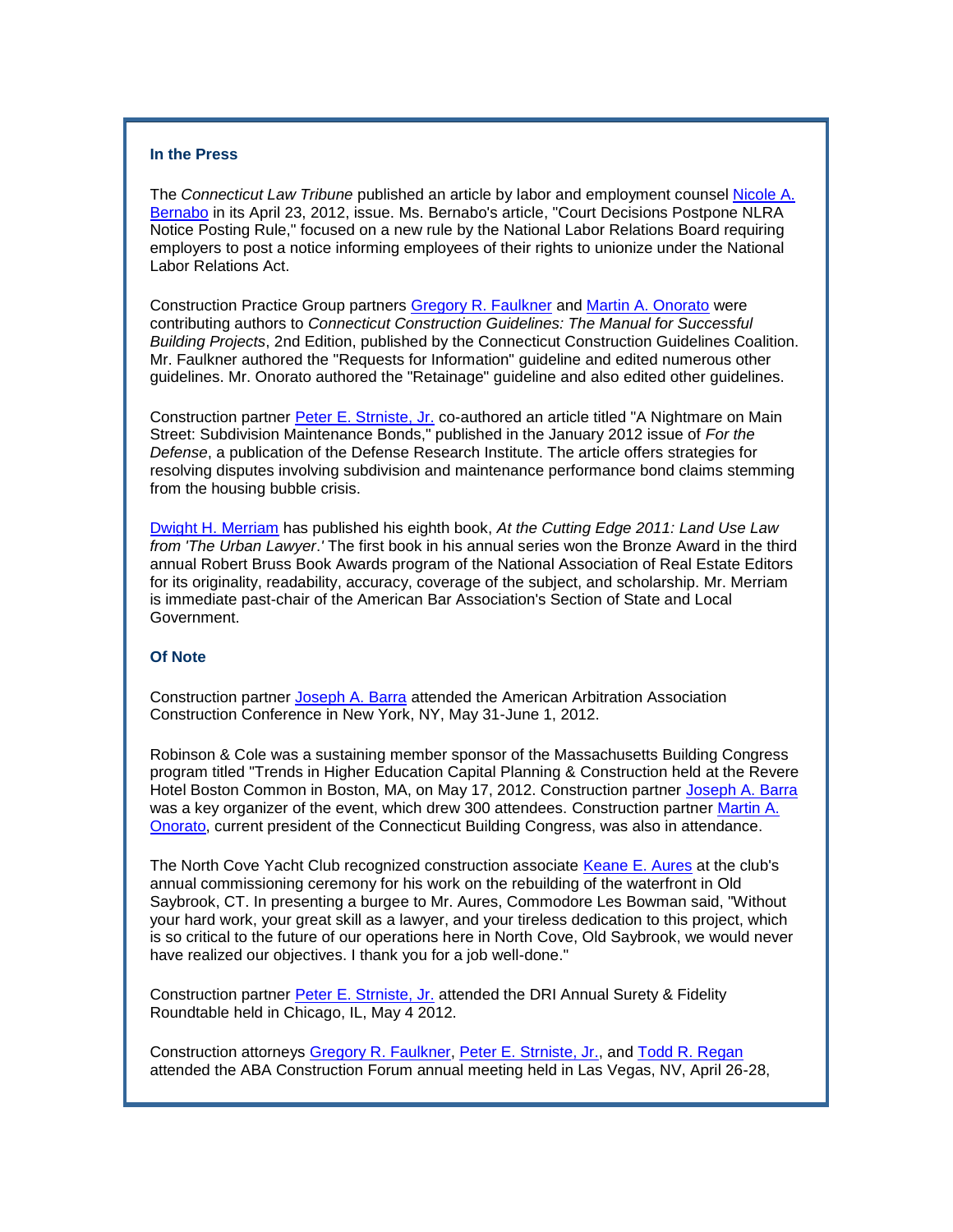### In the Press

The *Connecticut Law Tribune* published an article by labor and employment counsel Nicole A. Bernabo in its April 23, 2012, issue. Ms. Bernabo's article, "Court Decisions Postpone NLRA Notice Posting Rule," focused on a new rule by the National Labor Relations Board requiring employers to post a notice informing employees of their rights to unionize under the National Labor Relations Act.

Construction Practice Group partners Gregory R. Faulkner and Martin A. Onorato were contributing authors to *Connecticut Construction Guidelines: The Manual for Successful Building Projects*, 2nd Edition, published by the Connecticut Construction Guidelines Coalition. Mr. Faulkner authored the "Requests for Information" guideline and edited numerous other guidelines. Mr. Onorato authored the "Retainage" guideline and also edited other guidelines.

Construction partner Peter E. Strniste, Jr. co-authored an article titled "A Nightmare on Main Street: Subdivision Maintenance Bonds," published in the January 2012 issue of *For the Defense*, a publication of the Defense Research Institute. The article offers strategies for resolving disputes involving subdivision and maintenance performance bond claims stemming from the housing bubble crisis.

Dwight H. Merriam has published his eighth book, *At the Cutting Edge 2011: Land Use Law from 'The Urban Lawyer*.*'* The first book in his annual series won the Bronze Award in the third annual Robert Bruss Book Awards program of the National Association of Real Estate Editors for its originality, readability, accuracy, coverage of the subject, and scholarship. Mr. Merriam is immediate past-chair of the American Bar Association's Section of State and Local Government.

### Of Note

Construction partner Joseph A. Barra attended the American Arbitration Association Construction Conference in New York, NY, May 31-June 1, 2012.

Robinson & Cole was a sustaining member sponsor of the Massachusetts Building Congress program titled "Trends in Higher Education Capital Planning & Construction held at the Revere Hotel Boston Common in Boston, MA, on May 17, 2012. Construction partner Joseph A. Barra was a key organizer of the event, which drew 300 attendees. Construction partner Martin A. Onorato, current president of the Connecticut Building Congress, was also in attendance.

The North Cove Yacht Club recognized construction associate Keane E. Aures at the club's annual commissioning ceremony for his work on the rebuilding of the waterfront in Old Saybrook, CT. In presenting a burgee to Mr. Aures, Commodore Les Bowman said, "Without your hard work, your great skill as a lawyer, and your tireless dedication to this project, which is so critical to the future of our operations here in North Cove, Old Saybrook, we would never have realized our objectives. I thank you for a job well-done."

Construction partner Peter E. Strniste, Jr. attended the DRI Annual Surety & Fidelity Roundtable held in Chicago, IL, May 4 2012.

Construction attorneys Gregory R. Faulkner, Peter E. Strniste, Jr., and Todd R. Regan attended the ABA Construction Forum annual meeting held in Las Vegas, NV, April 26-28,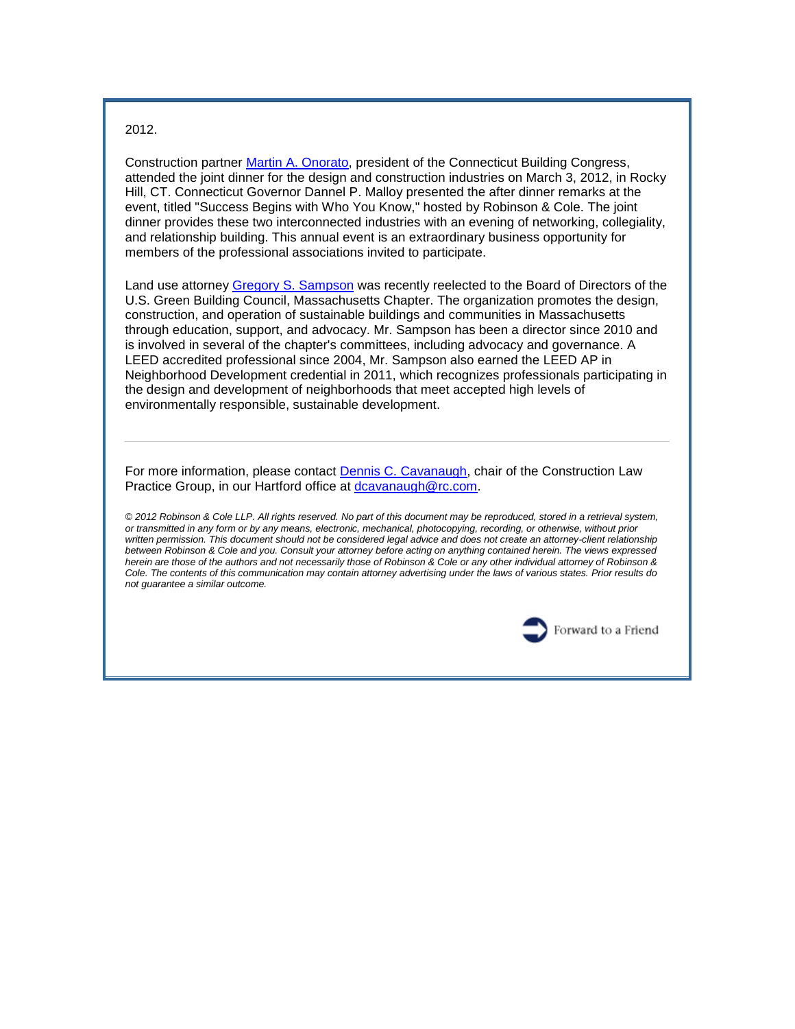2012.

Construction partner Martin A. Onorato, president of the Connecticut Building Congress, attended the joint dinner for the design and construction industries on March 3, 2012, in Rocky Hill, CT. Connecticut Governor Dannel P. Malloy presented the after dinner remarks at the event, titled "Success Begins with Who You Know," hosted by Robinson & Cole. The joint dinner provides these two interconnected industries with an evening of networking, collegiality, and relationship building. This annual event is an extraordinary business opportunity for members of the professional associations invited to participate.

Land use attorney Gregory S. Sampson was recently reelected to the Board of Directors of the U.S. Green Building Council, Massachusetts Chapter. The organization promotes the design, construction, and operation of sustainable buildings and communities in Massachusetts through education, support, and advocacy. Mr. Sampson has been a director since 2010 and is involved in several of the chapter's committees, including advocacy and governance. A LEED accredited professional since 2004, Mr. Sampson also earned the LEED AP in Neighborhood Development credential in 2011, which recognizes professionals participating in the design and development of neighborhoods that meet accepted high levels of environmentally responsible, sustainable development.

---

For more information, please contact Dennis C. Cavanaugh, chair of the Construction Law Practice Group, in our Hartford office at dcavanaugh@rc.com.

*© 2012 Robinson & Cole LLP. All rights reserved. No part of this document may be reproduced, stored in a retrieval system, or transmitted in any form or by any means, electronic, mechanical, photocopying, recording, or otherwise, without prior written permission. This document should not be considered legal advice and does not create an attorney-client relationship between Robinson & Cole and you. Consult your attorney before acting on anything contained herein. The views expressed herein are those of the authors and not necessarily those of Robinson & Cole or any other individual attorney of Robinson & Cole. The contents of this communication may contain attorney advertising under the laws of various states. Prior results do not guarantee a similar outcome.*

Forward to a Friend